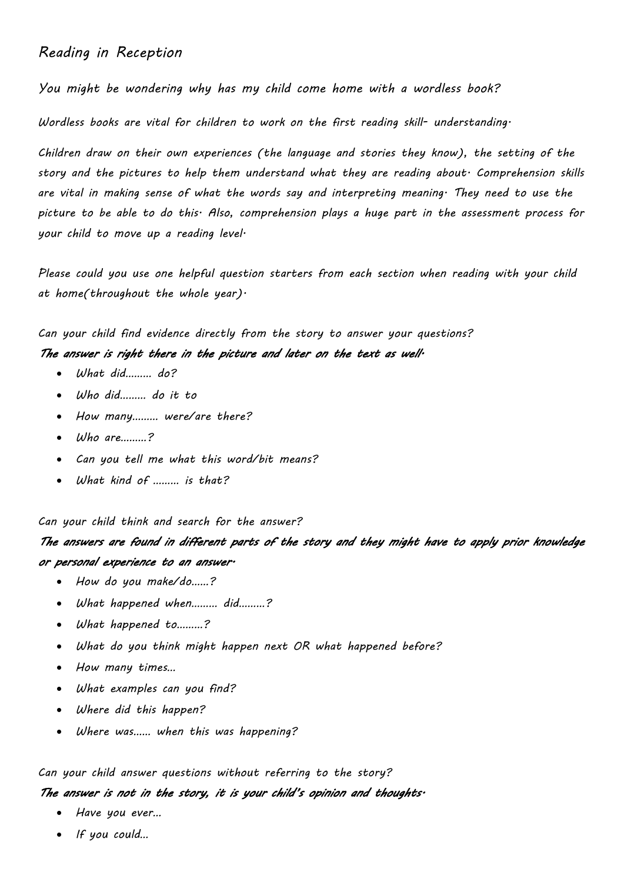# Reading in Reception

*You might be wondering why has my child come home with a wordless book?*

*Wordless books are vital for children to work on the first reading skill- understanding.*

*Children draw on their own experiences (the language and stories they know), the setting of the story and the pictures to help them understand what they are reading about. Comprehension skills are vital in making sense of what the words say and interpreting meaning. They need to use the picture to be able to do this. Also, comprehension plays a huge part in the assessment process for your child to move up a reading level.*

*Please could you use one helpful question starters from each section when reading with your child at home(throughout the whole year).*

*Can your child find evidence directly from the story to answer your questions?*

***The answer is right there in the picture and later on the text as well.***

- *What did......... do?*
- *Who did......... do it to*
- *How many......... were/are there?*
- *Who are.........?*
- *Can you tell me what this word/bit means?*
- *What kind of ......... is that?*

*Can your child think and search for the answer?*

***The answers are found in different parts of the story and they might have to apply prior knowledge or personal experience to an answer.***

- *How do you make/do......?*
- *What happened when......... did.........?*
- *What happened to.........?*
- *What do you think might happen next OR what happened before?*
- *How many times...*
- *What examples can you find?*
- *Where did this happen?*
- *Where was...... when this was happening?*

*Can your child answer questions without referring to the story?*

***The answer is not in the story, it is your child's opinion and thoughts.***

- *Have you ever...*
- *If you could...*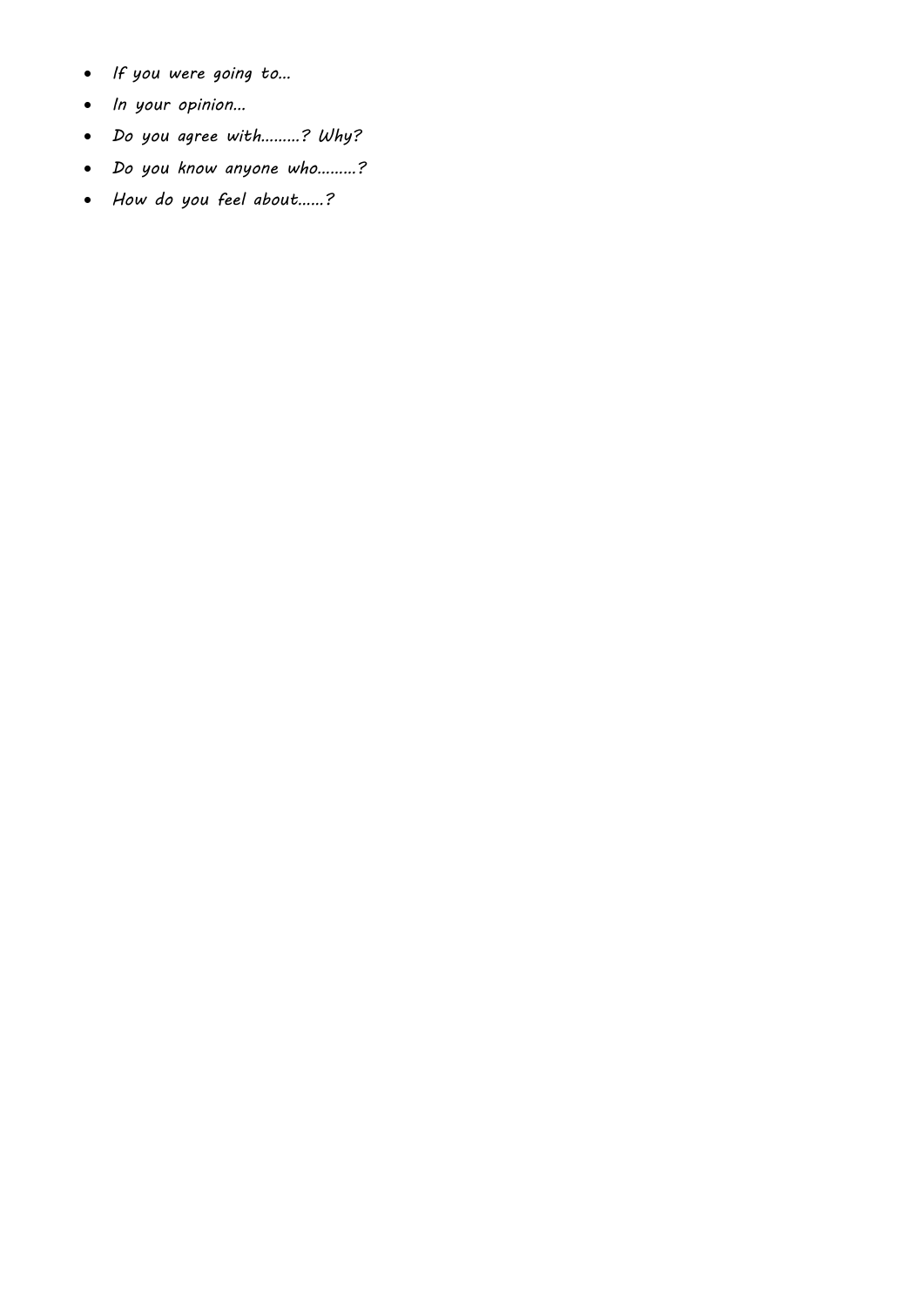- *If you were going to...*
- *In your opinion...*
- *Do you agree with.........? Why?*
- *Do you know anyone who.........?*
- *How do you feel about......?*